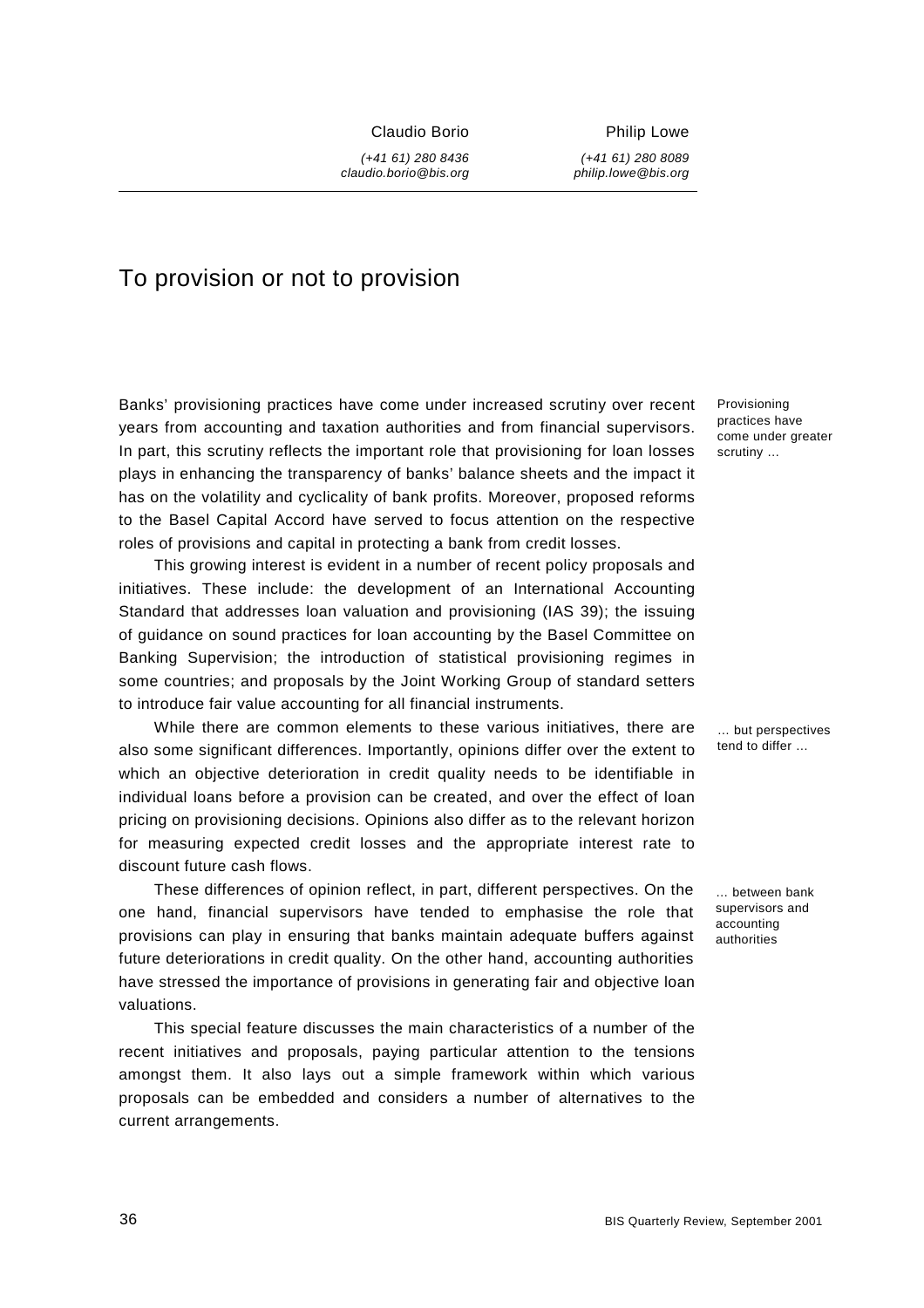Claudio Borio

*(+41 61) 280 8436*
*claudio.borio@bis.org*

Philip Lowe

*(+41 61) 280 8089*
*philip.lowe@bis.org*

# To provision or not to provision

Provisioning practices have come under greater scrutiny ...

Banks' provisioning practices have come under increased scrutiny over recent years from accounting and taxation authorities and from financial supervisors. In part, this scrutiny reflects the important role that provisioning for loan losses plays in enhancing the transparency of banks' balance sheets and the impact it has on the volatility and cyclicality of bank profits. Moreover, proposed reforms to the Basel Capital Accord have served to focus attention on the respective roles of provisions and capital in protecting a bank from credit losses.

This growing interest is evident in a number of recent policy proposals and initiatives. These include: the development of an International Accounting Standard that addresses loan valuation and provisioning (IAS 39); the issuing of guidance on sound practices for loan accounting by the Basel Committee on Banking Supervision; the introduction of statistical provisioning regimes in some countries; and proposals by the Joint Working Group of standard setters to introduce fair value accounting for all financial instruments.

... but perspectives tend to differ ...

While there are common elements to these various initiatives, there are also some significant differences. Importantly, opinions differ over the extent to which an objective deterioration in credit quality needs to be identifiable in individual loans before a provision can be created, and over the effect of loan pricing on provisioning decisions. Opinions also differ as to the relevant horizon for measuring expected credit losses and the appropriate interest rate to discount future cash flows.

... between bank supervisors and accounting authorities

These differences of opinion reflect, in part, different perspectives. On the one hand, financial supervisors have tended to emphasise the role that provisions can play in ensuring that banks maintain adequate buffers against future deteriorations in credit quality. On the other hand, accounting authorities have stressed the importance of provisions in generating fair and objective loan valuations.

This special feature discusses the main characteristics of a number of the recent initiatives and proposals, paying particular attention to the tensions amongst them. It also lays out a simple framework within which various proposals can be embedded and considers a number of alternatives to the current arrangements.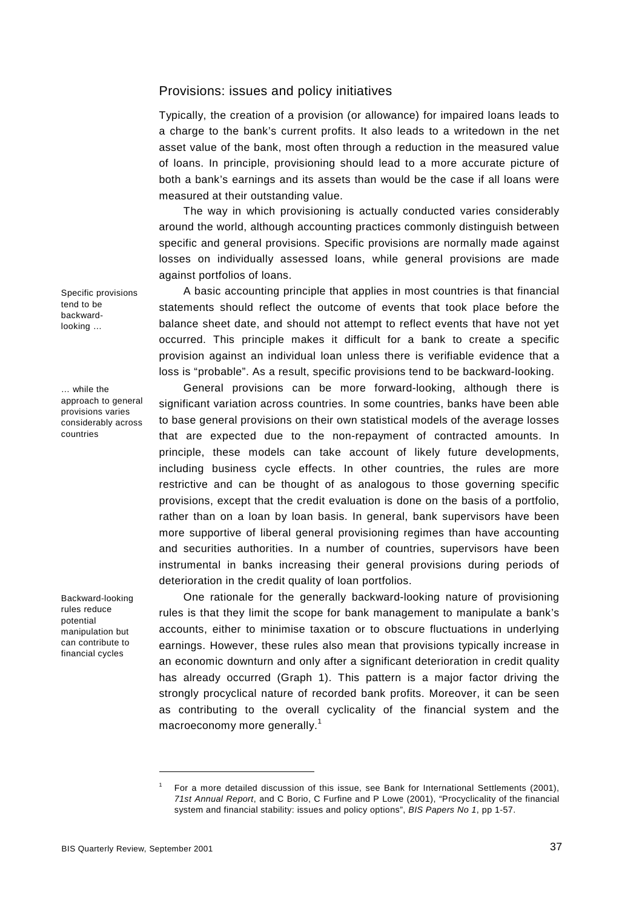## Provisions: issues and policy initiatives

Typically, the creation of a provision (or allowance) for impaired loans leads to a charge to the bank's current profits. It also leads to a writedown in the net asset value of the bank, most often through a reduction in the measured value of loans. In principle, provisioning should lead to a more accurate picture of both a bank's earnings and its assets than would be the case if all loans were measured at their outstanding value.

The way in which provisioning is actually conducted varies considerably around the world, although accounting practices commonly distinguish between specific and general provisions. Specific provisions are normally made against losses on individually assessed loans, while general provisions are made against portfolios of loans.

*Specific provisions tend to be backward-looking …*

A basic accounting principle that applies in most countries is that financial statements should reflect the outcome of events that took place before the balance sheet date, and should not attempt to reflect events that have not yet occurred. This principle makes it difficult for a bank to create a specific provision against an individual loan unless there is verifiable evidence that a loss is "probable". As a result, specific provisions tend to be backward-looking.

*… while the approach to general provisions varies considerably across countries*

General provisions can be more forward-looking, although there is significant variation across countries. In some countries, banks have been able to base general provisions on their own statistical models of the average losses that are expected due to the non-repayment of contracted amounts. In principle, these models can take account of likely future developments, including business cycle effects. In other countries, the rules are more restrictive and can be thought of as analogous to those governing specific provisions, except that the credit evaluation is done on the basis of a portfolio, rather than on a loan by loan basis. In general, bank supervisors have been more supportive of liberal general provisioning regimes than have accounting and securities authorities. In a number of countries, supervisors have been instrumental in banks increasing their general provisions during periods of deterioration in the credit quality of loan portfolios.

*Backward-looking rules reduce potential manipulation but can contribute to financial cycles*

One rationale for the generally backward-looking nature of provisioning rules is that they limit the scope for bank management to manipulate a bank's accounts, either to minimise taxation or to obscure fluctuations in underlying earnings. However, these rules also mean that provisions typically increase in an economic downturn and only after a significant deterioration in credit quality has already occurred (Graph 1). This pattern is a major factor driving the strongly procyclical nature of recorded bank profits. Moreover, it can be seen as contributing to the overall cyclicality of the financial system and the macroeconomy more generally.[1]

---

[1] For a more detailed discussion of this issue, see Bank for International Settlements (2001), *71st Annual Report*, and C Borio, C Furfine and P Lowe (2001), "Procyclicality of the financial system and financial stability: issues and policy options", *BIS Papers No 1*, pp 1-57.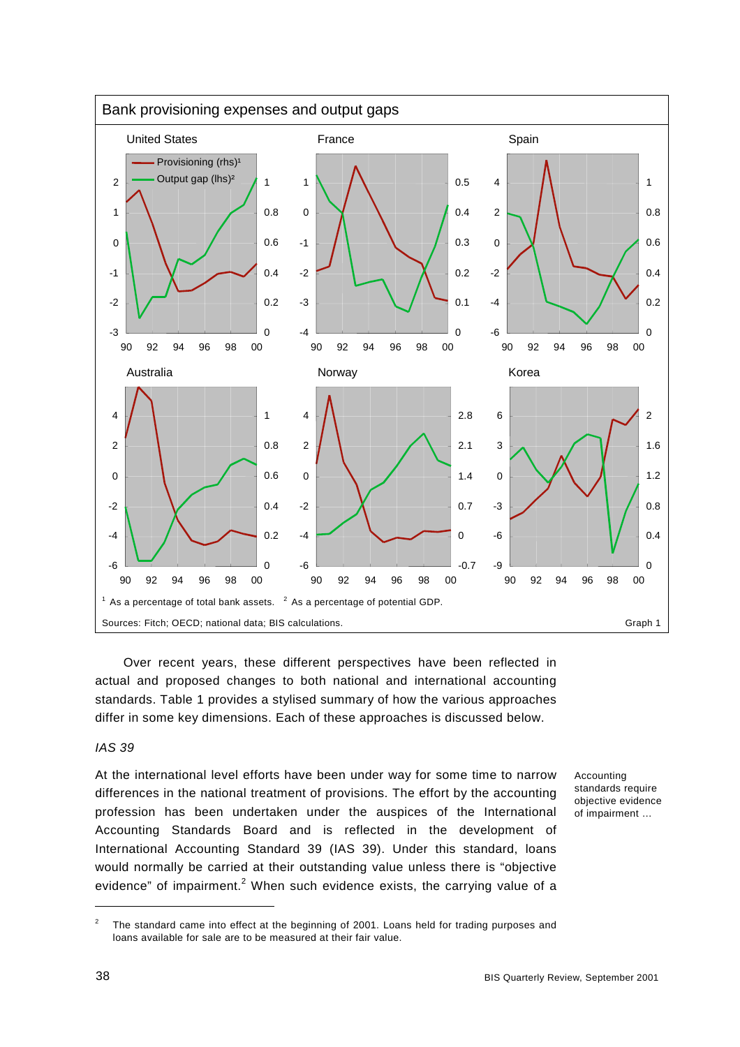**Bank provisioning expenses and output gaps**

United States | France | Spain | Australia | Norway | Korea

Provisioning (rhs)[1]
Output gap (lhs)[2]

[1] As a percentage of total bank assets. [2] As a percentage of potential GDP.

Sources: Fitch; OECD; national data; BIS calculations.

Graph 1

Over recent years, these different perspectives have been reflected in actual and proposed changes to both national and international accounting standards. Table 1 provides a stylised summary of how the various approaches differ in some key dimensions. Each of these approaches is discussed below.

*IAS 39*

Accounting standards require objective evidence of impairment ...

At the international level efforts have been under way for some time to narrow differences in the national treatment of provisions. The effort by the accounting profession has been undertaken under the auspices of the International Accounting Standards Board and is reflected in the development of International Accounting Standard 39 (IAS 39). Under this standard, loans would normally be carried at their outstanding value unless there is "objective evidence" of impairment.[2] When such evidence exists, the carrying value of a

[2] The standard came into effect at the beginning of 2001. Loans held for trading purposes and loans available for sale are to be measured at their fair value.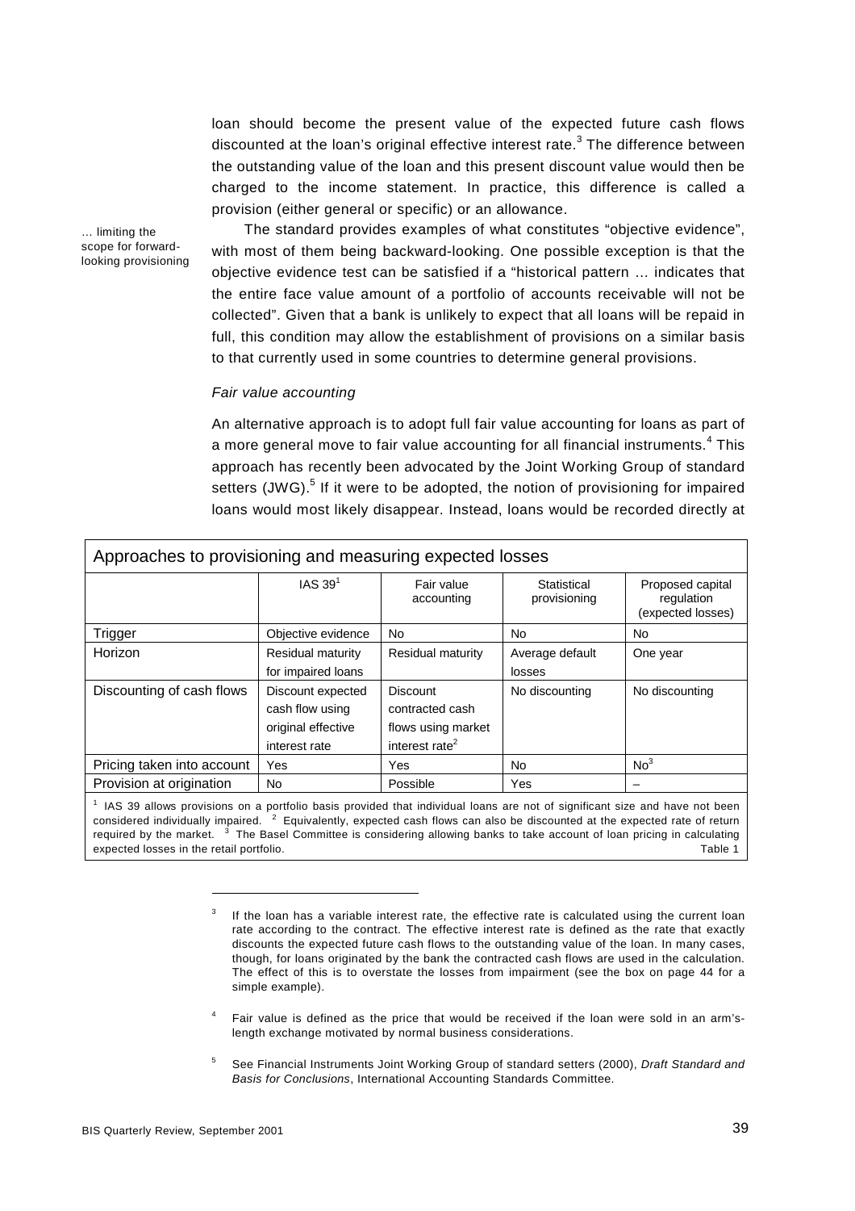loan should become the present value of the expected future cash flows discounted at the loan's original effective interest rate.[3] The difference between the outstanding value of the loan and this present discount value would then be charged to the income statement. In practice, this difference is called a provision (either general or specific) or an allowance.

… limiting the scope for forward-looking provisioning

The standard provides examples of what constitutes "objective evidence", with most of them being backward-looking. One possible exception is that the objective evidence test can be satisfied if a "historical pattern … indicates that the entire face value amount of a portfolio of accounts receivable will not be collected". Given that a bank is unlikely to expect that all loans will be repaid in full, this condition may allow the establishment of provisions on a similar basis to that currently used in some countries to determine general provisions.

*Fair value accounting*

An alternative approach is to adopt full fair value accounting for loans as part of a more general move to fair value accounting for all financial instruments.[4] This approach has recently been advocated by the Joint Working Group of standard setters (JWG).[5] If it were to be adopted, the notion of provisioning for impaired loans would most likely disappear. Instead, loans would be recorded directly at

**Approaches to provisioning and measuring expected losses**

| | IAS 39[1] | Fair value accounting | Statistical provisioning | Proposed capital regulation (expected losses) |
|---|---|---|---|---|
| Trigger | Objective evidence | No | No | No |
| Horizon | Residual maturity for impaired loans | Residual maturity | Average default losses | One year |
| Discounting of cash flows | Discount expected cash flow using original effective interest rate | Discount contracted cash flows using market interest rate[2] | No discounting | No discounting |
| Pricing taken into account | Yes | Yes | No | No[3] |
| Provision at origination | No | Possible | Yes | – |

[1] IAS 39 allows provisions on a portfolio basis provided that individual loans are not of significant size and have not been considered individually impaired. [2] Equivalently, expected cash flows can also be discounted at the expected rate of return required by the market. [3] The Basel Committee is considering allowing banks to take account of loan pricing in calculating expected losses in the retail portfolio.

Table 1

---

[3] If the loan has a variable interest rate, the effective rate is calculated using the current loan rate according to the contract. The effective interest rate is defined as the rate that exactly discounts the expected future cash flows to the outstanding value of the loan. In many cases, though, for loans originated by the bank the contracted cash flows are used in the calculation. The effect of this is to overstate the losses from impairment (see the box on page 44 for a simple example).

[4] Fair value is defined as the price that would be received if the loan were sold in an arm's-length exchange motivated by normal business considerations.

[5] See Financial Instruments Joint Working Group of standard setters (2000), *Draft Standard and Basis for Conclusions*, International Accounting Standards Committee.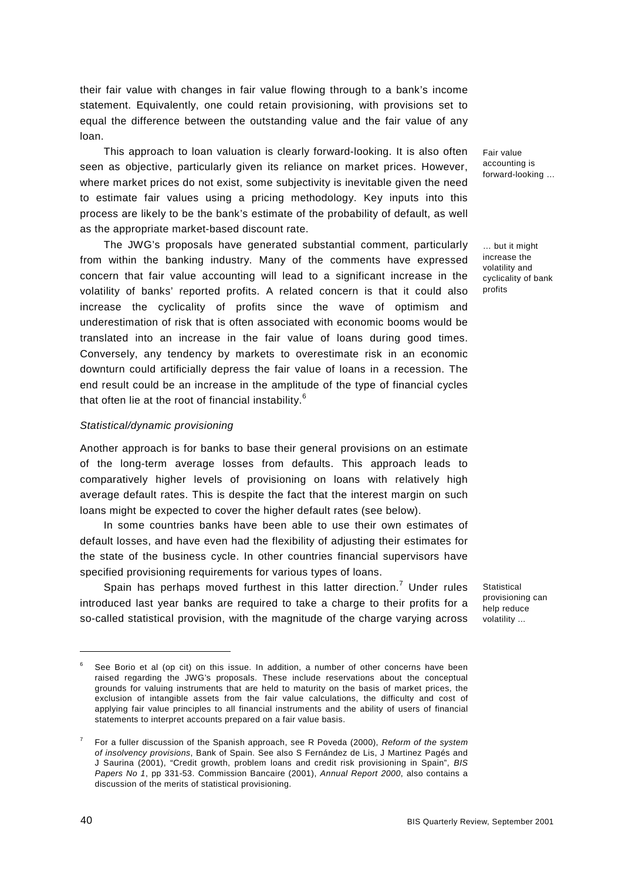their fair value with changes in fair value flowing through to a bank's income statement. Equivalently, one could retain provisioning, with provisions set to equal the difference between the outstanding value and the fair value of any loan.

This approach to loan valuation is clearly forward-looking. It is also often seen as objective, particularly given its reliance on market prices. However, where market prices do not exist, some subjectivity is inevitable given the need to estimate fair values using a pricing methodology. Key inputs into this process are likely to be the bank's estimate of the probability of default, as well as the appropriate market-based discount rate.

Fair value accounting is forward-looking ...

The JWG's proposals have generated substantial comment, particularly from within the banking industry. Many of the comments have expressed concern that fair value accounting will lead to a significant increase in the volatility of banks' reported profits. A related concern is that it could also increase the cyclicality of profits since the wave of optimism and underestimation of risk that is often associated with economic booms would be translated into an increase in the fair value of loans during good times. Conversely, any tendency by markets to overestimate risk in an economic downturn could artificially depress the fair value of loans in a recession. The end result could be an increase in the amplitude of the type of financial cycles that often lie at the root of financial instability.[6]

... but it might increase the volatility and cyclicality of bank profits

*Statistical/dynamic provisioning*

Another approach is for banks to base their general provisions on an estimate of the long-term average losses from defaults. This approach leads to comparatively higher levels of provisioning on loans with relatively high average default rates. This is despite the fact that the interest margin on such loans might be expected to cover the higher default rates (see below).

In some countries banks have been able to use their own estimates of default losses, and have even had the flexibility of adjusting their estimates for the state of the business cycle. In other countries financial supervisors have specified provisioning requirements for various types of loans.

Spain has perhaps moved furthest in this latter direction.[7] Under rules introduced last year banks are required to take a charge to their profits for a so-called statistical provision, with the magnitude of the charge varying across

Statistical provisioning can help reduce volatility ...

---

[6] See Borio et al (op cit) on this issue. In addition, a number of other concerns have been raised regarding the JWG's proposals. These include reservations about the conceptual grounds for valuing instruments that are held to maturity on the basis of market prices, the exclusion of intangible assets from the fair value calculations, the difficulty and cost of applying fair value principles to all financial instruments and the ability of users of financial statements to interpret accounts prepared on a fair value basis.

[7] For a fuller discussion of the Spanish approach, see R Poveda (2000), *Reform of the system of insolvency provisions*, Bank of Spain. See also S Fernández de Lis, J Martinez Pagés and J Saurina (2001), "Credit growth, problem loans and credit risk provisioning in Spain", *BIS Papers No 1*, pp 331-53. Commission Bancaire (2001), *Annual Report 2000*, also contains a discussion of the merits of statistical provisioning.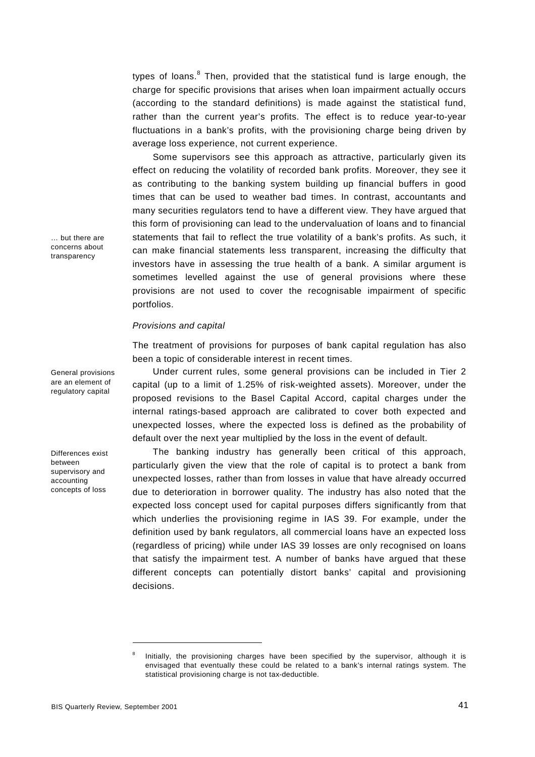types of loans.[8] Then, provided that the statistical fund is large enough, the charge for specific provisions that arises when loan impairment actually occurs (according to the standard definitions) is made against the statistical fund, rather than the current year's profits. The effect is to reduce year-to-year fluctuations in a bank's profits, with the provisioning charge being driven by average loss experience, not current experience.

… but there are concerns about transparency

Some supervisors see this approach as attractive, particularly given its effect on reducing the volatility of recorded bank profits. Moreover, they see it as contributing to the banking system building up financial buffers in good times that can be used to weather bad times. In contrast, accountants and many securities regulators tend to have a different view. They have argued that this form of provisioning can lead to the undervaluation of loans and to financial statements that fail to reflect the true volatility of a bank's profits. As such, it can make financial statements less transparent, increasing the difficulty that investors have in assessing the true health of a bank. A similar argument is sometimes levelled against the use of general provisions where these provisions are not used to cover the recognisable impairment of specific portfolios.

*Provisions and capital*

The treatment of provisions for purposes of bank capital regulation has also been a topic of considerable interest in recent times.

General provisions are an element of regulatory capital

Under current rules, some general provisions can be included in Tier 2 capital (up to a limit of 1.25% of risk-weighted assets). Moreover, under the proposed revisions to the Basel Capital Accord, capital charges under the internal ratings-based approach are calibrated to cover both expected and unexpected losses, where the expected loss is defined as the probability of default over the next year multiplied by the loss in the event of default.

Differences exist between supervisory and accounting concepts of loss

The banking industry has generally been critical of this approach, particularly given the view that the role of capital is to protect a bank from unexpected losses, rather than from losses in value that have already occurred due to deterioration in borrower quality. The industry has also noted that the expected loss concept used for capital purposes differs significantly from that which underlies the provisioning regime in IAS 39. For example, under the definition used by bank regulators, all commercial loans have an expected loss (regardless of pricing) while under IAS 39 losses are only recognised on loans that satisfy the impairment test. A number of banks have argued that these different concepts can potentially distort banks' capital and provisioning decisions.

---

[8] Initially, the provisioning charges have been specified by the supervisor, although it is envisaged that eventually these could be related to a bank's internal ratings system. The statistical provisioning charge is not tax-deductible.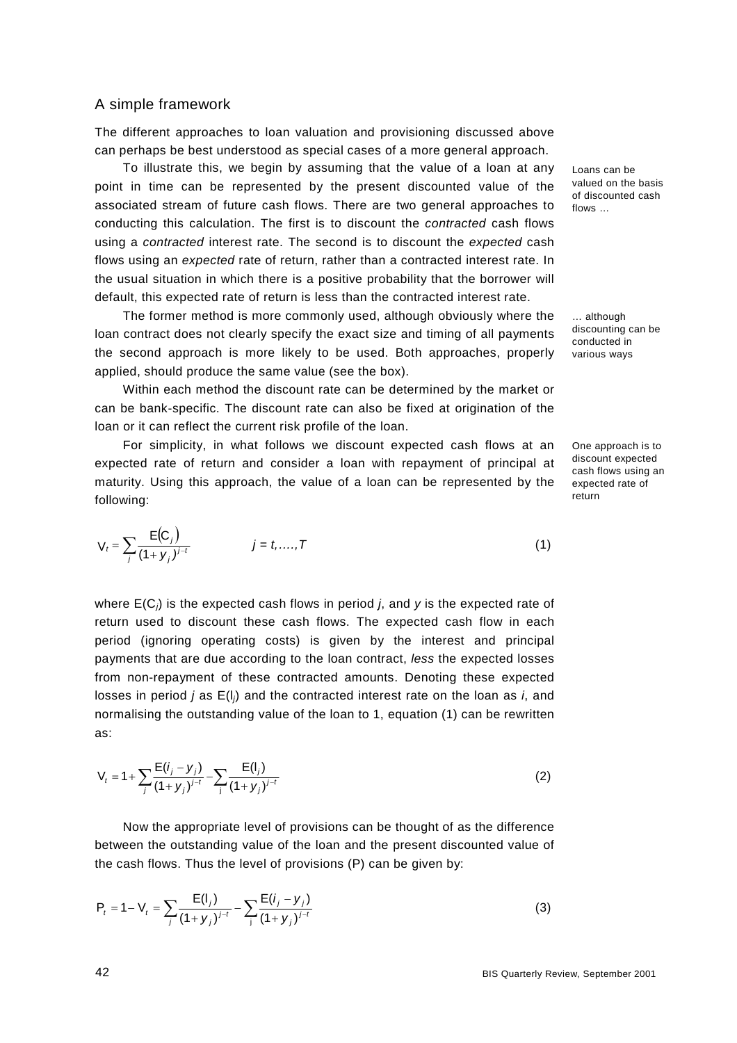## A simple framework

The different approaches to loan valuation and provisioning discussed above can perhaps be best understood as special cases of a more general approach.

To illustrate this, we begin by assuming that the value of a loan at any point in time can be represented by the present discounted value of the associated stream of future cash flows. There are two general approaches to conducting this calculation. The first is to discount the *contracted* cash flows using a *contracted* interest rate. The second is to discount the *expected* cash flows using an *expected* rate of return, rather than a contracted interest rate. In the usual situation in which there is a positive probability that the borrower will default, this expected rate of return is less than the contracted interest rate.

Loans can be valued on the basis of discounted cash flows ...

The former method is more commonly used, although obviously where the loan contract does not clearly specify the exact size and timing of all payments the second approach is more likely to be used. Both approaches, properly applied, should produce the same value (see the box).

... although discounting can be conducted in various ways

Within each method the discount rate can be determined by the market or can be bank-specific. The discount rate can also be fixed at origination of the loan or it can reflect the current risk profile of the loan.

For simplicity, in what follows we discount expected cash flows at an expected rate of return and consider a loan with repayment of principal at maturity. Using this approach, the value of a loan can be represented by the following:

One approach is to discount expected cash flows using an expected rate of return

$$V_t = \sum_j \frac{E(C_j)}{(1+y_j)^{j-t}} \qquad j = t, \ldots, T \tag{1}$$

where $E(C_j)$ is the expected cash flows in period $j$, and $y$ is the expected rate of return used to discount these cash flows. The expected cash flow in each period (ignoring operating costs) is given by the interest and principal payments that are due according to the loan contract, *less* the expected losses from non-repayment of these contracted amounts. Denoting these expected losses in period $j$ as $E(l_j)$ and the contracted interest rate on the loan as $i$, and normalising the outstanding value of the loan to 1, equation (1) can be rewritten as:

$$V_t = 1 + \sum_j \frac{E(i_j - y_j)}{(1+y_j)^{j-t}} - \sum_j \frac{E(l_j)}{(1+y_j)^{j-t}} \tag{2}$$

Now the appropriate level of provisions can be thought of as the difference between the outstanding value of the loan and the present discounted value of the cash flows. Thus the level of provisions (P) can be given by:

$$P_t = 1 - V_t = \sum_j \frac{E(l_j)}{(1+y_j)^{j-t}} - \sum_j \frac{E(i_j - y_j)}{(1+y_j)^{j-t}} \tag{3}$$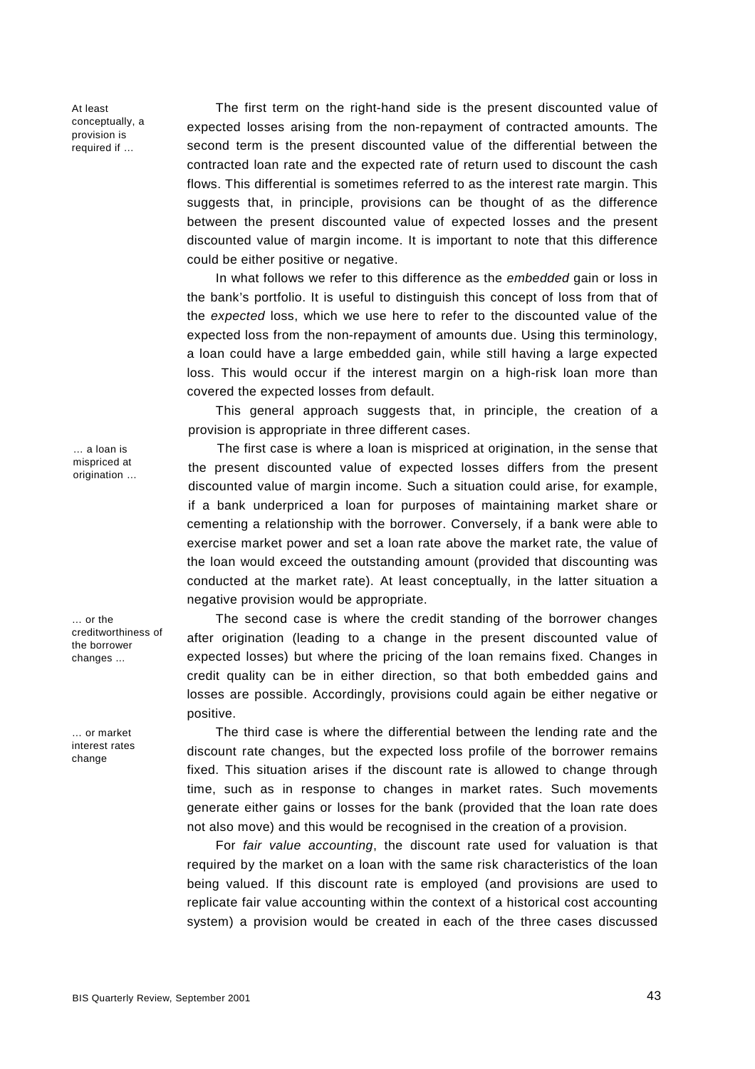At least conceptually, a provision is required if …

The first term on the right-hand side is the present discounted value of expected losses arising from the non-repayment of contracted amounts. The second term is the present discounted value of the differential between the contracted loan rate and the expected rate of return used to discount the cash flows. This differential is sometimes referred to as the interest rate margin. This suggests that, in principle, provisions can be thought of as the difference between the present discounted value of expected losses and the present discounted value of margin income. It is important to note that this difference could be either positive or negative.

In what follows we refer to this difference as the *embedded* gain or loss in the bank's portfolio. It is useful to distinguish this concept of loss from that of the *expected* loss, which we use here to refer to the discounted value of the expected loss from the non-repayment of amounts due. Using this terminology, a loan could have a large embedded gain, while still having a large expected loss. This would occur if the interest margin on a high-risk loan more than covered the expected losses from default.

This general approach suggests that, in principle, the creation of a provision is appropriate in three different cases.

… a loan is mispriced at origination …

The first case is where a loan is mispriced at origination, in the sense that the present discounted value of expected losses differs from the present discounted value of margin income. Such a situation could arise, for example, if a bank underpriced a loan for purposes of maintaining market share or cementing a relationship with the borrower. Conversely, if a bank were able to exercise market power and set a loan rate above the market rate, the value of the loan would exceed the outstanding amount (provided that discounting was conducted at the market rate). At least conceptually, in the latter situation a negative provision would be appropriate.

… or the creditworthiness of the borrower changes …

The second case is where the credit standing of the borrower changes after origination (leading to a change in the present discounted value of expected losses) but where the pricing of the loan remains fixed. Changes in credit quality can be in either direction, so that both embedded gains and losses are possible. Accordingly, provisions could again be either negative or positive.

… or market interest rates change

The third case is where the differential between the lending rate and the discount rate changes, but the expected loss profile of the borrower remains fixed. This situation arises if the discount rate is allowed to change through time, such as in response to changes in market rates. Such movements generate either gains or losses for the bank (provided that the loan rate does not also move) and this would be recognised in the creation of a provision.

For *fair value accounting*, the discount rate used for valuation is that required by the market on a loan with the same risk characteristics of the loan being valued. If this discount rate is employed (and provisions are used to replicate fair value accounting within the context of a historical cost accounting system) a provision would be created in each of the three cases discussed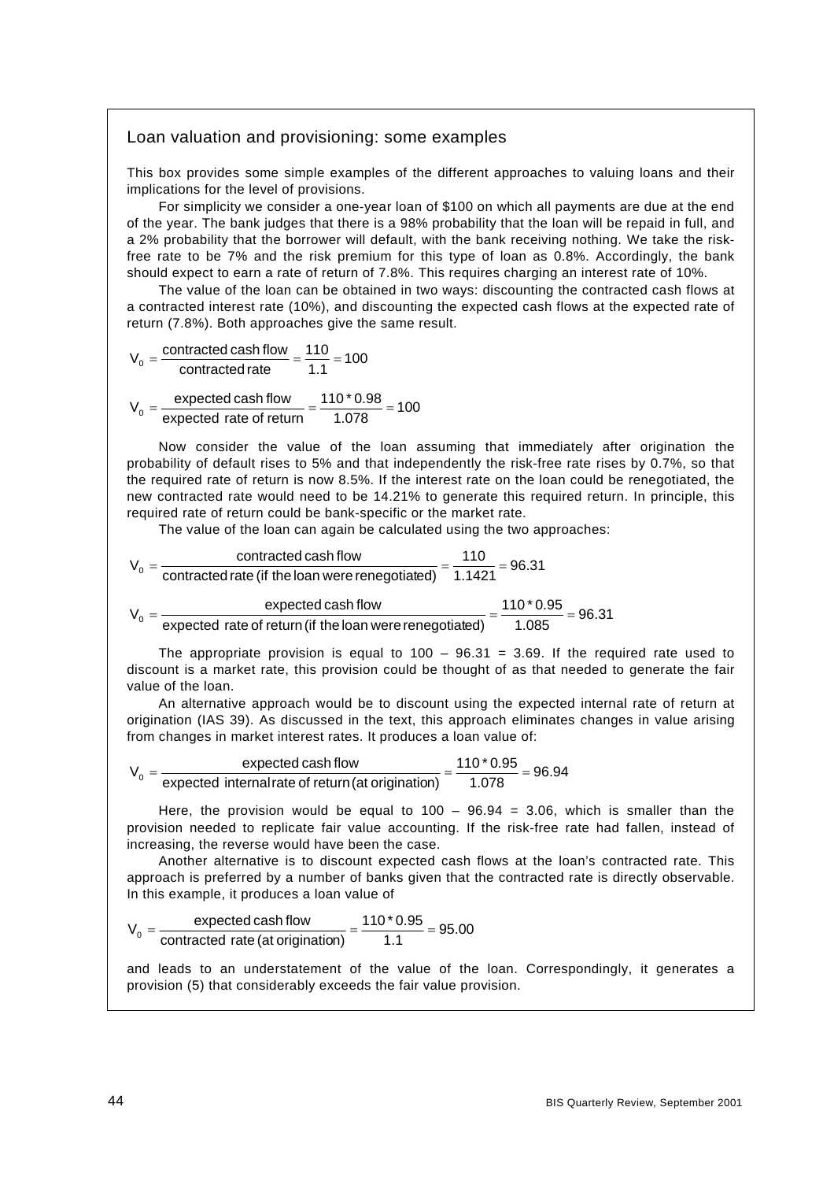### Loan valuation and provisioning: some examples

This box provides some simple examples of the different approaches to valuing loans and their implications for the level of provisions.

For simplicity we consider a one-year loan of \$100 on which all payments are due at the end of the year. The bank judges that there is a 98% probability that the loan will be repaid in full, and a 2% probability that the borrower will default, with the bank receiving nothing. We take the risk-free rate to be 7% and the risk premium for this type of loan as 0.8%. Accordingly, the bank should expect to earn a rate of return of 7.8%. This requires charging an interest rate of 10%.

The value of the loan can be obtained in two ways: discounting the contracted cash flows at a contracted interest rate (10%), and discounting the expected cash flows at the expected rate of return (7.8%). Both approaches give the same result.

$$V_0 = \frac{\text{contracted cash flow}}{\text{contracted rate}} = \frac{110}{1.1} = 100$$

$$V_0 = \frac{\text{expected cash flow}}{\text{expected rate of return}} = \frac{110 * 0.98}{1.078} = 100$$

Now consider the value of the loan assuming that immediately after origination the probability of default rises to 5% and that independently the risk-free rate rises by 0.7%, so that the required rate of return is now 8.5%. If the interest rate on the loan could be renegotiated, the new contracted rate would need to be 14.21% to generate this required return. In principle, this required rate of return could be bank-specific or the market rate.

The value of the loan can again be calculated using the two approaches:

$$V_0 = \frac{\text{contracted cash flow}}{\text{contracted rate (if the loan were renegotiated)}} = \frac{110}{1.1421} = 96.31$$

$$V_0 = \frac{\text{expected cash flow}}{\text{expected rate of return (if the loan were renegotiated)}} = \frac{110 * 0.95}{1.085} = 96.31$$

The appropriate provision is equal to 100 – 96.31 = 3.69. If the required rate used to discount is a market rate, this provision could be thought of as that needed to generate the fair value of the loan.

An alternative approach would be to discount using the expected internal rate of return at origination (IAS 39). As discussed in the text, this approach eliminates changes in value arising from changes in market interest rates. It produces a loan value of:

$$V_0 = \frac{\text{expected cash flow}}{\text{expected internal rate of return (at origination)}} = \frac{110 * 0.95}{1.078} = 96.94$$

Here, the provision would be equal to 100 – 96.94 = 3.06, which is smaller than the provision needed to replicate fair value accounting. If the risk-free rate had fallen, instead of increasing, the reverse would have been the case.

Another alternative is to discount expected cash flows at the loan's contracted rate. This approach is preferred by a number of banks given that the contracted rate is directly observable. In this example, it produces a loan value of

$$V_0 = \frac{\text{expected cash flow}}{\text{contracted rate (at origination)}} = \frac{110 * 0.95}{1.1} = 95.00$$

and leads to an understatement of the value of the loan. Correspondingly, it generates a provision (5) that considerably exceeds the fair value provision.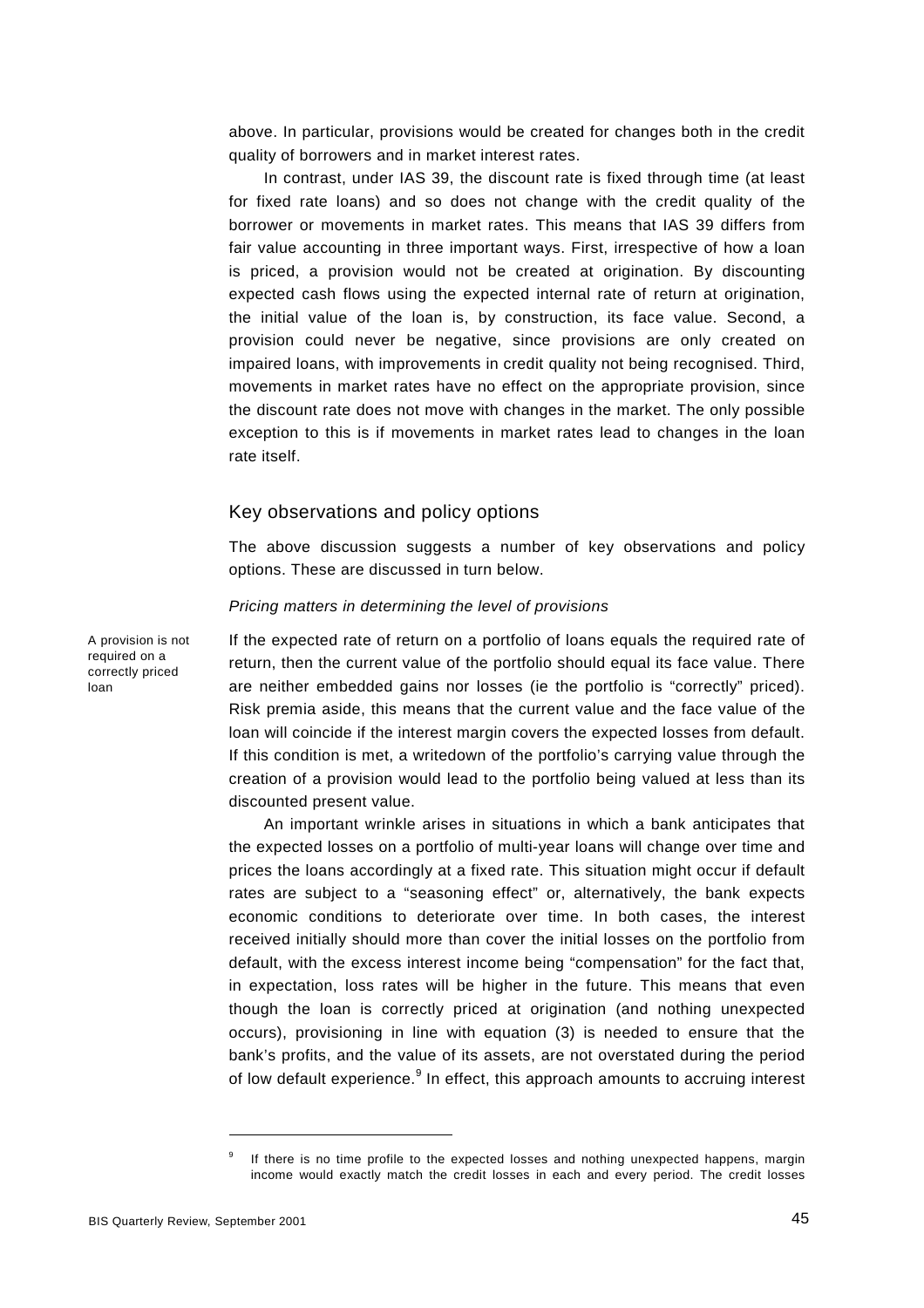above. In particular, provisions would be created for changes both in the credit quality of borrowers and in market interest rates.

In contrast, under IAS 39, the discount rate is fixed through time (at least for fixed rate loans) and so does not change with the credit quality of the borrower or movements in market rates. This means that IAS 39 differs from fair value accounting in three important ways. First, irrespective of how a loan is priced, a provision would not be created at origination. By discounting expected cash flows using the expected internal rate of return at origination, the initial value of the loan is, by construction, its face value. Second, a provision could never be negative, since provisions are only created on impaired loans, with improvements in credit quality not being recognised. Third, movements in market rates have no effect on the appropriate provision, since the discount rate does not move with changes in the market. The only possible exception to this is if movements in market rates lead to changes in the loan rate itself.

## Key observations and policy options

The above discussion suggests a number of key observations and policy options. These are discussed in turn below.

### *Pricing matters in determining the level of provisions*

A provision is not required on a correctly priced loan

If the expected rate of return on a portfolio of loans equals the required rate of return, then the current value of the portfolio should equal its face value. There are neither embedded gains nor losses (ie the portfolio is "correctly" priced). Risk premia aside, this means that the current value and the face value of the loan will coincide if the interest margin covers the expected losses from default. If this condition is met, a writedown of the portfolio's carrying value through the creation of a provision would lead to the portfolio being valued at less than its discounted present value.

An important wrinkle arises in situations in which a bank anticipates that the expected losses on a portfolio of multi-year loans will change over time and prices the loans accordingly at a fixed rate. This situation might occur if default rates are subject to a "seasoning effect" or, alternatively, the bank expects economic conditions to deteriorate over time. In both cases, the interest received initially should more than cover the initial losses on the portfolio from default, with the excess interest income being "compensation" for the fact that, in expectation, loss rates will be higher in the future. This means that even though the loan is correctly priced at origination (and nothing unexpected occurs), provisioning in line with equation (3) is needed to ensure that the bank's profits, and the value of its assets, are not overstated during the period of low default experience.[9] In effect, this approach amounts to accruing interest

[9] If there is no time profile to the expected losses and nothing unexpected happens, margin income would exactly match the credit losses in each and every period. The credit losses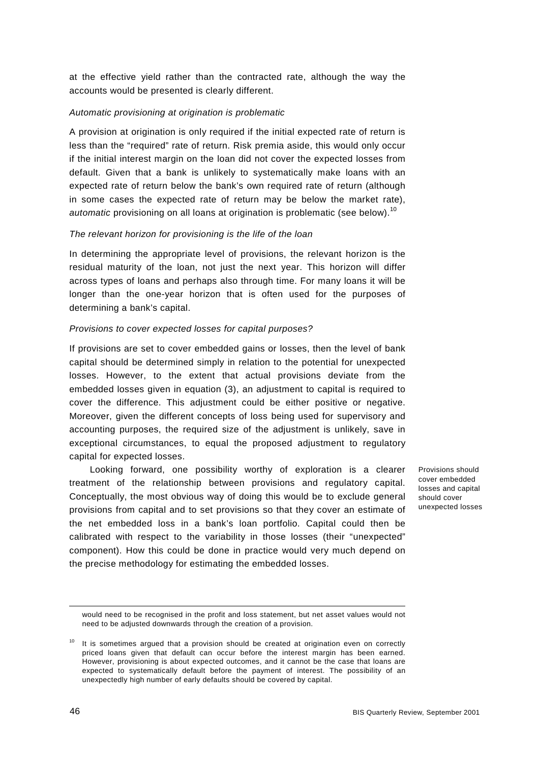at the effective yield rather than the contracted rate, although the way the accounts would be presented is clearly different.

*Automatic provisioning at origination is problematic*

A provision at origination is only required if the initial expected rate of return is less than the "required" rate of return. Risk premia aside, this would only occur if the initial interest margin on the loan did not cover the expected losses from default. Given that a bank is unlikely to systematically make loans with an expected rate of return below the bank's own required rate of return (although in some cases the expected rate of return may be below the market rate), *automatic* provisioning on all loans at origination is problematic (see below).[10]

*The relevant horizon for provisioning is the life of the loan*

In determining the appropriate level of provisions, the relevant horizon is the residual maturity of the loan, not just the next year. This horizon will differ across types of loans and perhaps also through time. For many loans it will be longer than the one-year horizon that is often used for the purposes of determining a bank's capital.

*Provisions to cover expected losses for capital purposes?*

If provisions are set to cover embedded gains or losses, then the level of bank capital should be determined simply in relation to the potential for unexpected losses. However, to the extent that actual provisions deviate from the embedded losses given in equation (3), an adjustment to capital is required to cover the difference. This adjustment could be either positive or negative. Moreover, given the different concepts of loss being used for supervisory and accounting purposes, the required size of the adjustment is unlikely, save in exceptional circumstances, to equal the proposed adjustment to regulatory capital for expected losses.

Provisions should cover embedded losses and capital should cover unexpected losses

Looking forward, one possibility worthy of exploration is a clearer treatment of the relationship between provisions and regulatory capital. Conceptually, the most obvious way of doing this would be to exclude general provisions from capital and to set provisions so that they cover an estimate of the net embedded loss in a bank's loan portfolio. Capital could then be calibrated with respect to the variability in those losses (their "unexpected" component). How this could be done in practice would very much depend on the precise methodology for estimating the embedded losses.

---

would need to be recognised in the profit and loss statement, but net asset values would not need to be adjusted downwards through the creation of a provision.

[10] It is sometimes argued that a provision should be created at origination even on correctly priced loans given that default can occur before the interest margin has been earned. However, provisioning is about expected outcomes, and it cannot be the case that loans are expected to systematically default before the payment of interest. The possibility of an unexpectedly high number of early defaults should be covered by capital.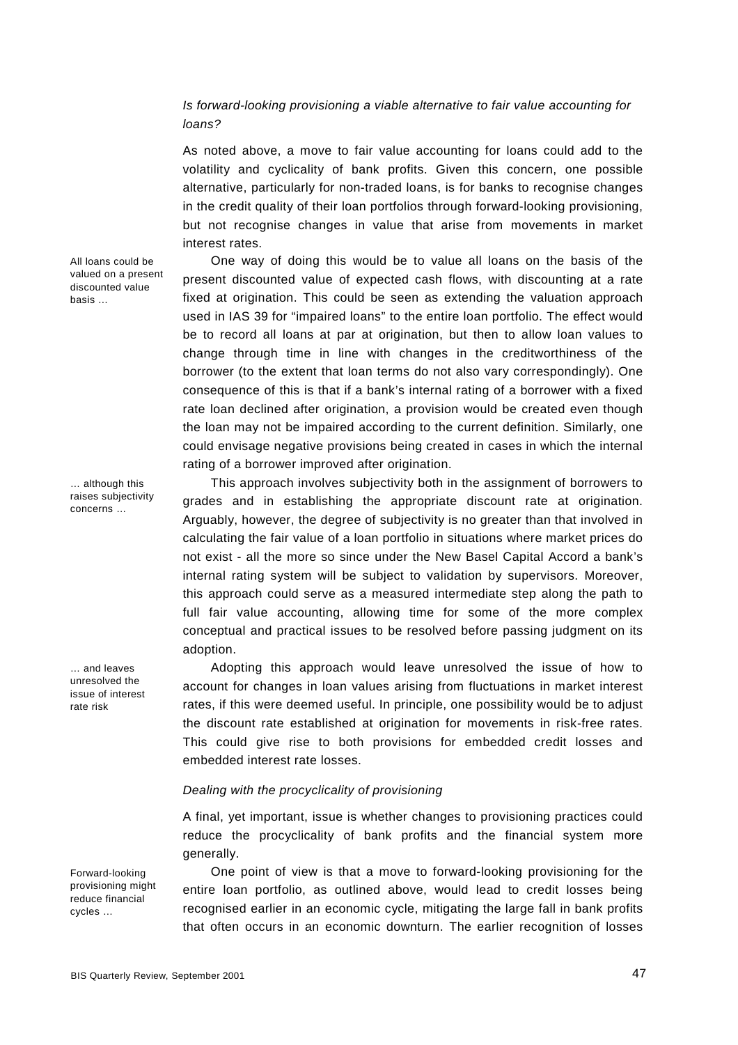*Is forward-looking provisioning a viable alternative to fair value accounting for loans?*

As noted above, a move to fair value accounting for loans could add to the volatility and cyclicality of bank profits. Given this concern, one possible alternative, particularly for non-traded loans, is for banks to recognise changes in the credit quality of their loan portfolios through forward-looking provisioning, but not recognise changes in value that arise from movements in market interest rates.

All loans could be valued on a present discounted value basis ...

One way of doing this would be to value all loans on the basis of the present discounted value of expected cash flows, with discounting at a rate fixed at origination. This could be seen as extending the valuation approach used in IAS 39 for "impaired loans" to the entire loan portfolio. The effect would be to record all loans at par at origination, but then to allow loan values to change through time in line with changes in the creditworthiness of the borrower (to the extent that loan terms do not also vary correspondingly). One consequence of this is that if a bank's internal rating of a borrower with a fixed rate loan declined after origination, a provision would be created even though the loan may not be impaired according to the current definition. Similarly, one could envisage negative provisions being created in cases in which the internal rating of a borrower improved after origination.

... although this raises subjectivity concerns ...

This approach involves subjectivity both in the assignment of borrowers to grades and in establishing the appropriate discount rate at origination. Arguably, however, the degree of subjectivity is no greater than that involved in calculating the fair value of a loan portfolio in situations where market prices do not exist - all the more so since under the New Basel Capital Accord a bank's internal rating system will be subject to validation by supervisors. Moreover, this approach could serve as a measured intermediate step along the path to full fair value accounting, allowing time for some of the more complex conceptual and practical issues to be resolved before passing judgment on its adoption.

... and leaves unresolved the issue of interest rate risk

Adopting this approach would leave unresolved the issue of how to account for changes in loan values arising from fluctuations in market interest rates, if this were deemed useful. In principle, one possibility would be to adjust the discount rate established at origination for movements in risk-free rates. This could give rise to both provisions for embedded credit losses and embedded interest rate losses.

*Dealing with the procyclicality of provisioning*

A final, yet important, issue is whether changes to provisioning practices could reduce the procyclicality of bank profits and the financial system more generally.

Forward-looking provisioning might reduce financial cycles ...

One point of view is that a move to forward-looking provisioning for the entire loan portfolio, as outlined above, would lead to credit losses being recognised earlier in an economic cycle, mitigating the large fall in bank profits that often occurs in an economic downturn. The earlier recognition of losses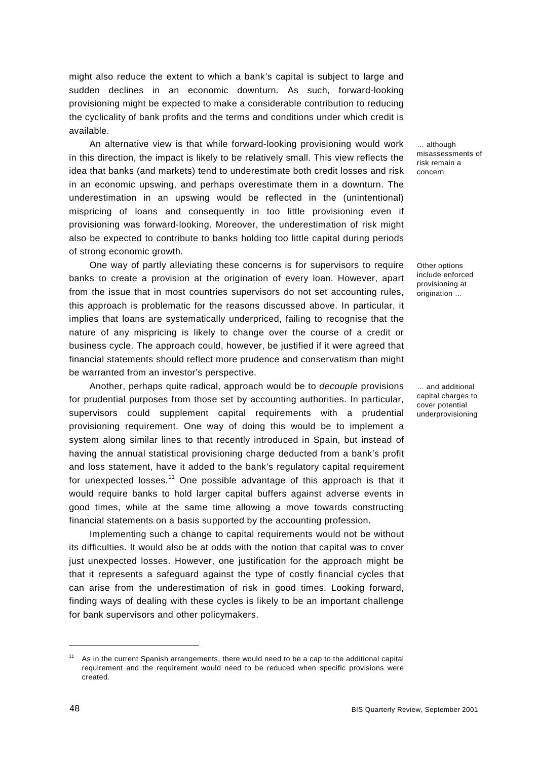might also reduce the extent to which a bank's capital is subject to large and sudden declines in an economic downturn. As such, forward-looking provisioning might be expected to make a considerable contribution to reducing the cyclicality of bank profits and the terms and conditions under which credit is available.

… although misassessments of risk remain a concern

An alternative view is that while forward-looking provisioning would work in this direction, the impact is likely to be relatively small. This view reflects the idea that banks (and markets) tend to underestimate both credit losses and risk in an economic upswing, and perhaps overestimate them in a downturn. The underestimation in an upswing would be reflected in the (unintentional) mispricing of loans and consequently in too little provisioning even if provisioning was forward-looking. Moreover, the underestimation of risk might also be expected to contribute to banks holding too little capital during periods of strong economic growth.

Other options include enforced provisioning at origination …

One way of partly alleviating these concerns is for supervisors to require banks to create a provision at the origination of every loan. However, apart from the issue that in most countries supervisors do not set accounting rules, this approach is problematic for the reasons discussed above. In particular, it implies that loans are systematically underpriced, failing to recognise that the nature of any mispricing is likely to change over the course of a credit or business cycle. The approach could, however, be justified if it were agreed that financial statements should reflect more prudence and conservatism than might be warranted from an investor's perspective.

… and additional capital charges to cover potential underprovisioning

Another, perhaps quite radical, approach would be to *decouple* provisions for prudential purposes from those set by accounting authorities. In particular, supervisors could supplement capital requirements with a prudential provisioning requirement. One way of doing this would be to implement a system along similar lines to that recently introduced in Spain, but instead of having the annual statistical provisioning charge deducted from a bank's profit and loss statement, have it added to the bank's regulatory capital requirement for unexpected losses.[11] One possible advantage of this approach is that it would require banks to hold larger capital buffers against adverse events in good times, while at the same time allowing a move towards constructing financial statements on a basis supported by the accounting profession.

Implementing such a change to capital requirements would not be without its difficulties. It would also be at odds with the notion that capital was to cover just unexpected losses. However, one justification for the approach might be that it represents a safeguard against the type of costly financial cycles that can arise from the underestimation of risk in good times. Looking forward, finding ways of dealing with these cycles is likely to be an important challenge for bank supervisors and other policymakers.

[11] As in the current Spanish arrangements, there would need to be a cap to the additional capital requirement and the requirement would need to be reduced when specific provisions were created.